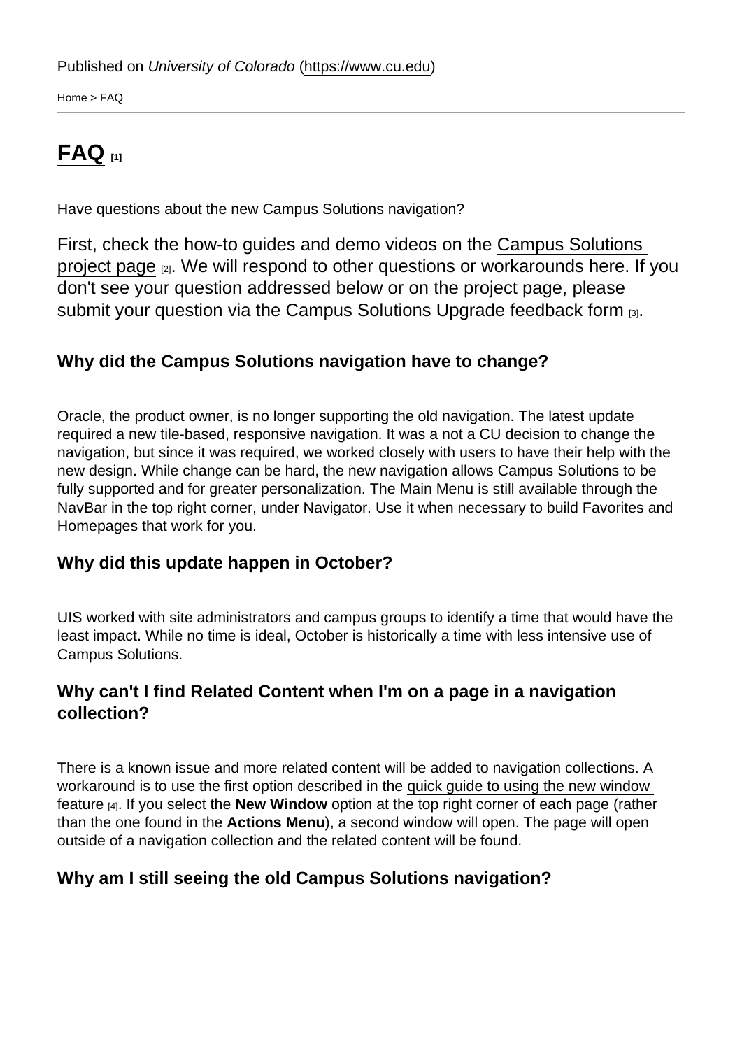Published on *University of Colorado* (https://www.cu.edu)

Home > FAQ

# FAQ [1]

Have questions about the new Campus Solutions navigation?

First, check the how-to guides and demo videos on the Campus Solutions project page [2]. We will respond to other questions or workarounds here. If you don't see your question addressed below or on the project page, please submit your question via the Campus Solutions Upgrade feedback form [3].

### Why did the Campus Solutions navigation have to change?

Oracle, the product owner, is no longer supporting the old navigation. The latest update required a new tile-based, responsive navigation. It was a not a CU decision to change the navigation, but since it was required, we worked closely with users to have their help with the new design. While change can be hard, the new navigation allows Campus Solutions to be fully supported and for greater personalization. The Main Menu is still available through the NavBar in the top right corner, under Navigator. Use it when necessary to build Favorites and Homepages that work for you.

### Why did this update happen in October?

UIS worked with site administrators and campus groups to identify a time that would have the least impact. While no time is ideal, October is historically a time with less intensive use of Campus Solutions.

### Why can't I find Related Content when I'm on a page in a navigation collection?

There is a known issue and more related content will be added to navigation collections. A workaround is to use the first option described in the quick guide to using the new window feature [4]. If you select the **New Window** option at the top right corner of each page (rather than the one found in the **Actions Menu**), a second window will open. The page will open outside of a navigation collection and the related content will be found.

### Why am I still seeing the old Campus Solutions navigation?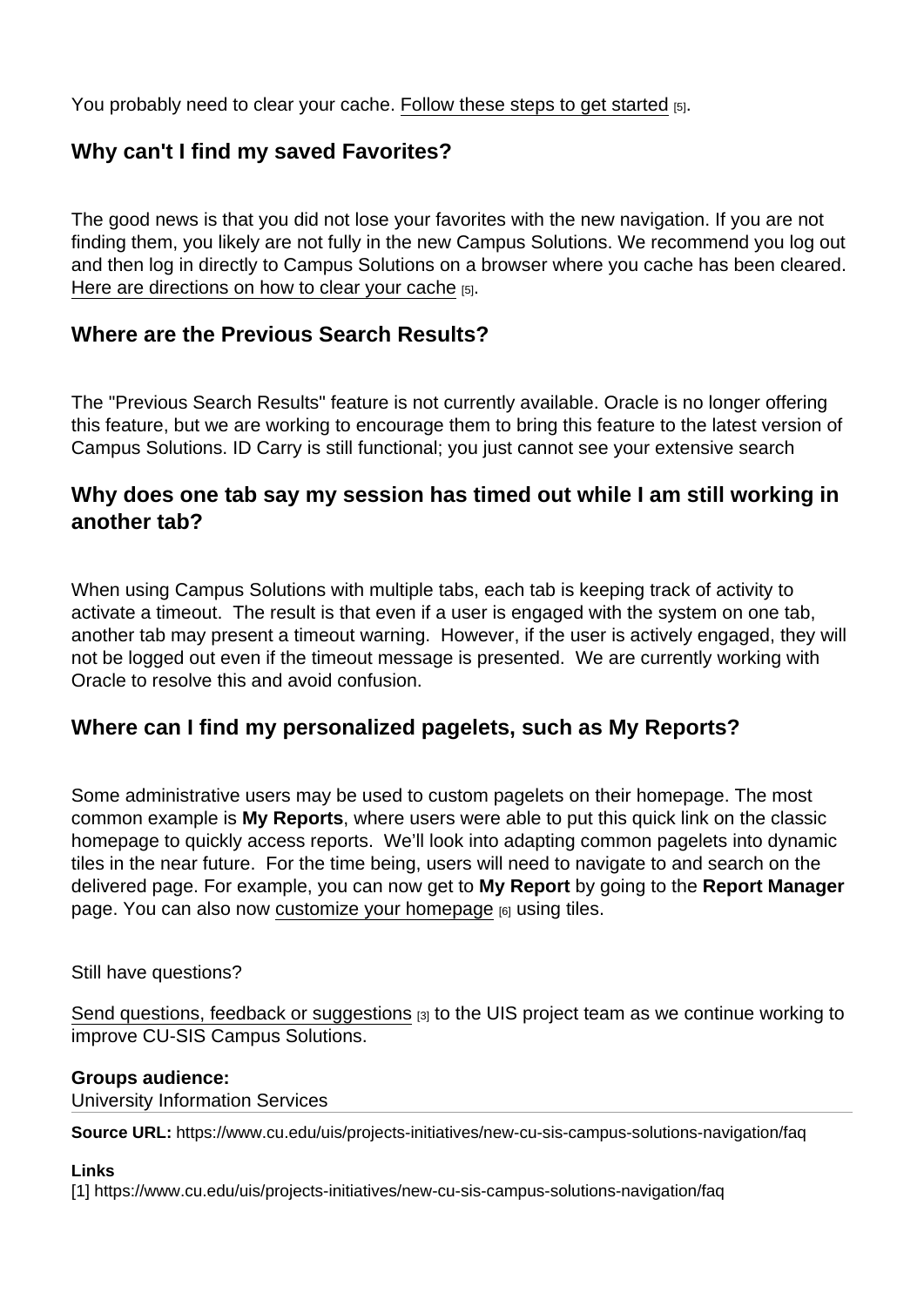You probably need to clear your cache. Follow these steps to get started [5].

## Why can't I find my saved Favorites?

The good news is that you did not lose your favorites with the new navigation. If you are not finding them, you likely are not fully in the new Campus Solutions. We recommend you log out and then log in directly to Campus Solutions on a browser where you cache has been cleared. Here are directions on how to clear your cache [5].

## Where are the Previous Search Results?

The "Previous Search Results" feature is not currently available. Oracle is no longer offering this feature, but we are working to encourage them to bring this feature to the latest version of Campus Solutions. ID Carry is still functional; you just cannot see your extensive search

## Why does one tab say my session has timed out while I am still working in another tab?

When using Campus Solutions with multiple tabs, each tab is keeping track of activity to activate a timeout. The result is that even if a user is engaged with the system on one tab, another tab may present a timeout warning. However, if the user is actively engaged, they will not be logged out even if the timeout message is presented. We are currently working with Oracle to resolve this and avoid confusion.

## Where can I find my personalized pagelets, such as My Reports?

Some administrative users may be used to custom pagelets on their homepage. The most common example is **My Reports**, where users were able to put this quick link on the classic homepage to quickly access reports. We'll look into adapting common pagelets into dynamic tiles in the near future. For the time being, users will need to navigate to and search on the delivered page. For example, you can now get to **My Report** by going to the **Report Manager** page. You can also now customize your homepage [6] using tiles.

Still have questions?

Send questions, feedback or suggestions [3] to the UIS project team as we continue working to improve CU-SIS Campus Solutions.

**Groups audience:**
University Information Services

**Source URL:** https://www.cu.edu/uis/projects-initiatives/new-cu-sis-campus-solutions-navigation/faq

**Links**
[1] https://www.cu.edu/uis/projects-initiatives/new-cu-sis-campus-solutions-navigation/faq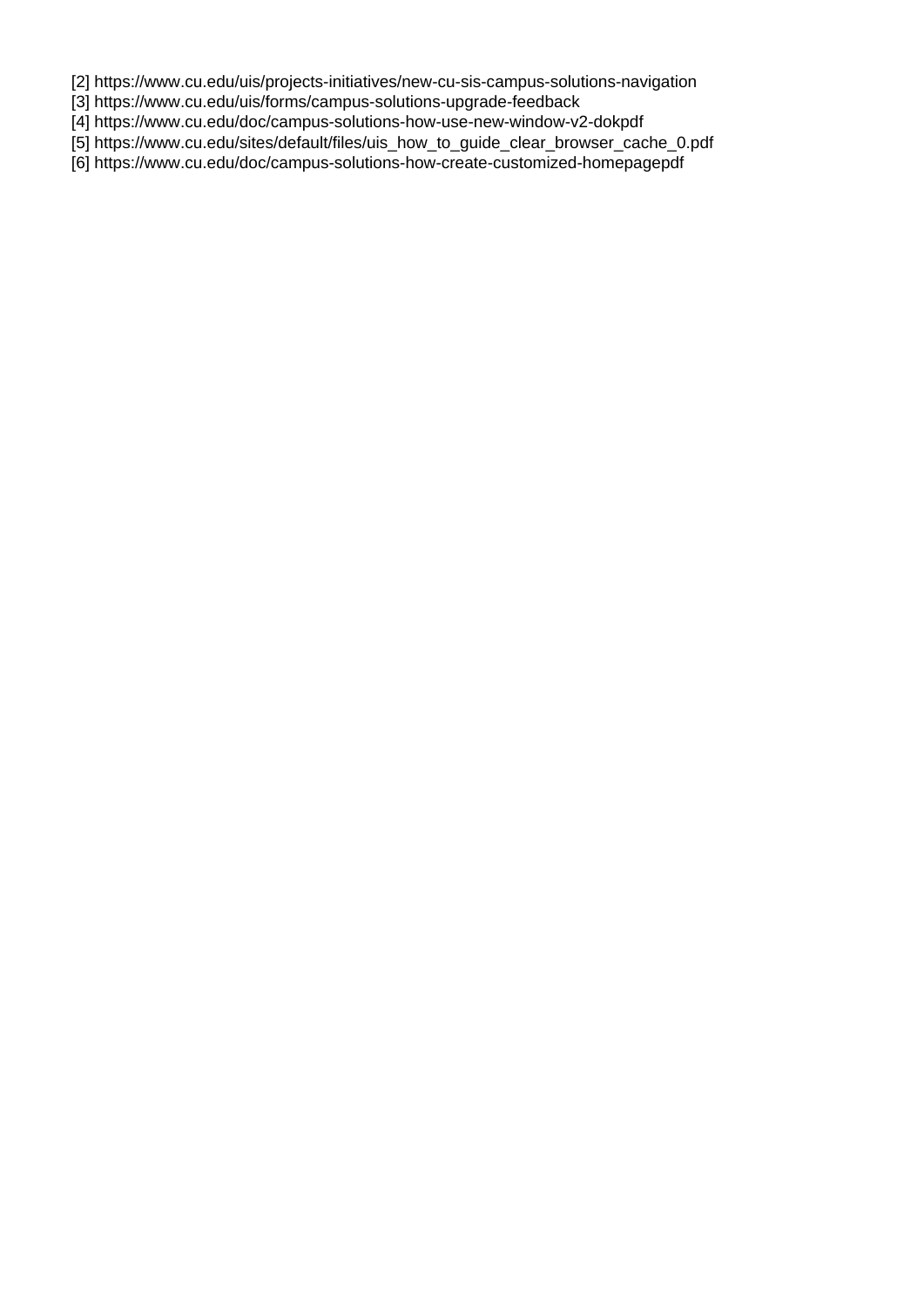[2] https://www.cu.edu/uis/projects-initiatives/new-cu-sis-campus-solutions-navigation
[3] https://www.cu.edu/uis/forms/campus-solutions-upgrade-feedback
[4] https://www.cu.edu/doc/campus-solutions-how-use-new-window-v2-dokpdf
[5] https://www.cu.edu/sites/default/files/uis_how_to_guide_clear_browser_cache_0.pdf
[6] https://www.cu.edu/doc/campus-solutions-how-create-customized-homepagepdf